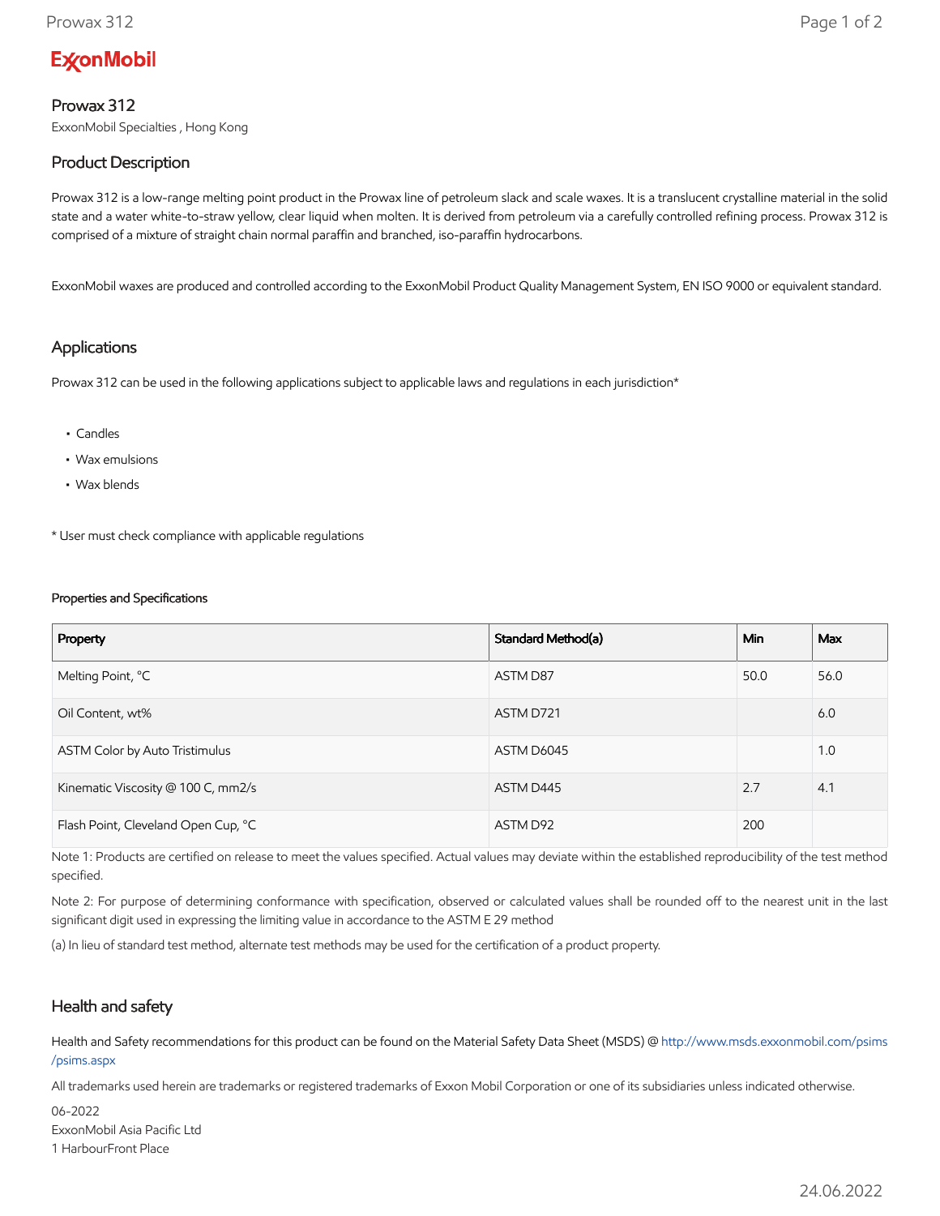ExxonMobil

# Prowax 312

ExxonMobil Specialties , Hong Kong

## Product Description

Prowax 312 is a low-range melting point product in the Prowax line of petroleum slack and scale waxes. It is a translucent crystalline material in the solid state and a water white-to-straw yellow, clear liquid when molten. It is derived from petroleum via a carefully controlled refining process. Prowax 312 is comprised of a mixture of straight chain normal paraffin and branched, iso-paraffin hydrocarbons.

ExxonMobil waxes are produced and controlled according to the ExxonMobil Product Quality Management System, EN ISO 9000 or equivalent standard.

## Applications

Prowax 312 can be used in the following applications subject to applicable laws and regulations in each jurisdiction*

- Candles
- Wax emulsions
- Wax blends

* User must check compliance with applicable regulations

#### Properties and Specifications

| Property | Standard Method(a) | Min | Max |
|---|---|---|---|
| Melting Point, °C | ASTM D87 | 50.0 | 56.0 |
| Oil Content, wt% | ASTM D721 | | 6.0 |
| ASTM Color by Auto Tristimulus | ASTM D6045 | | 1.0 |
| Kinematic Viscosity @ 100 C, mm2/s | ASTM D445 | 2.7 | 4.1 |
| Flash Point, Cleveland Open Cup, °C | ASTM D92 | 200 | |

Note 1: Products are certified on release to meet the values specified. Actual values may deviate within the established reproducibility of the test method specified.

Note 2: For purpose of determining conformance with specification, observed or calculated values shall be rounded off to the nearest unit in the last significant digit used in expressing the limiting value in accordance to the ASTM E 29 method

(a) In lieu of standard test method, alternate test methods may be used for the certification of a product property.

## Health and safety

Health and Safety recommendations for this product can be found on the Material Safety Data Sheet (MSDS) @ http://www.msds.exxonmobil.com/psims/psims.aspx

All trademarks used herein are trademarks or registered trademarks of Exxon Mobil Corporation or one of its subsidiaries unless indicated otherwise.

06-2022
ExxonMobil Asia Pacific Ltd
1 HarbourFront Place

24.06.2022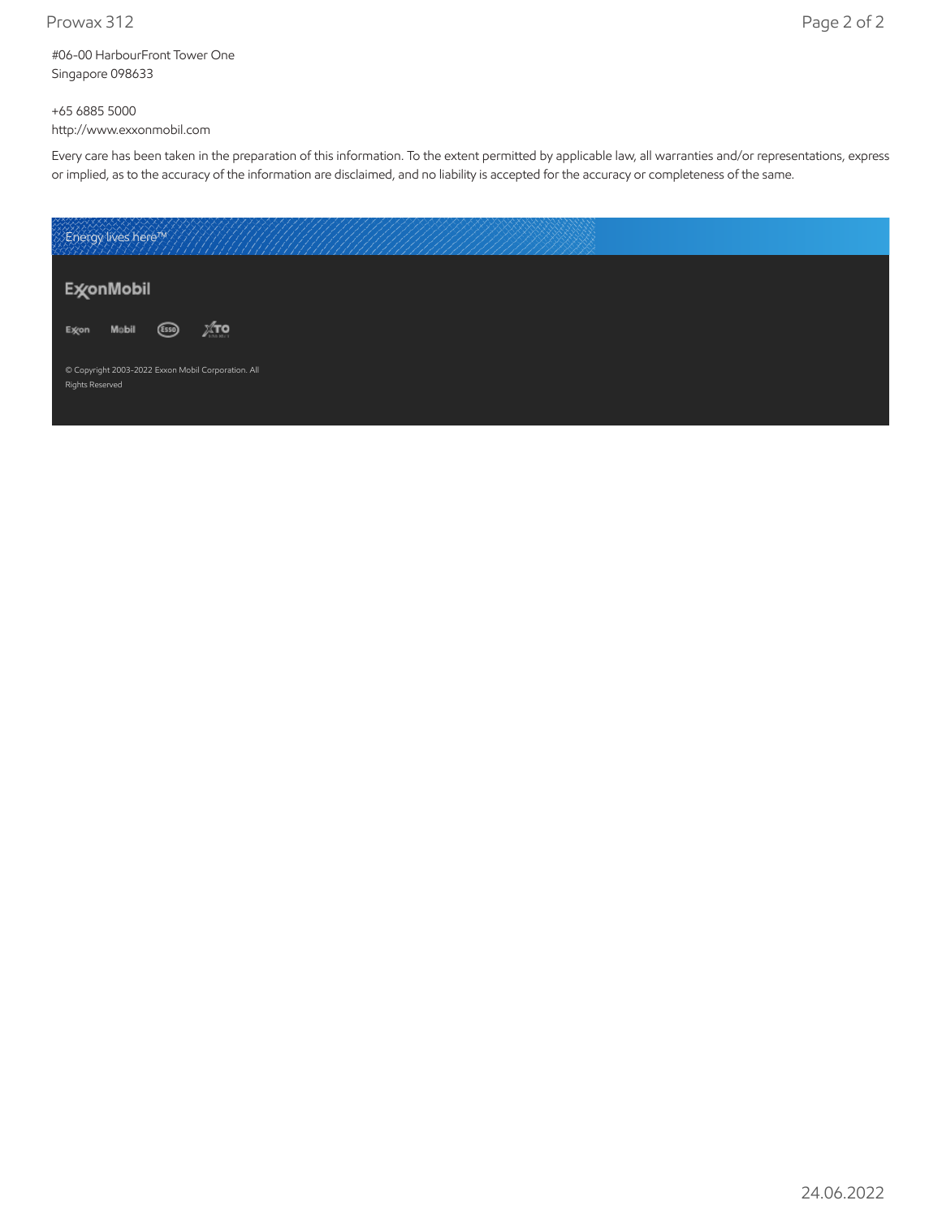#06-00 HarbourFront Tower One
Singapore 098633

+65 6885 5000
http://www.exxonmobil.com

Every care has been taken in the preparation of this information. To the extent permitted by applicable law, all warranties and/or representations, express or implied, as to the accuracy of the information are disclaimed, and no liability is accepted for the accuracy or completeness of the same.

Energy lives here™

ExxonMobil

Exxon Mobil Esso XTO

© Copyright 2003-2022 Exxon Mobil Corporation. All Rights Reserved